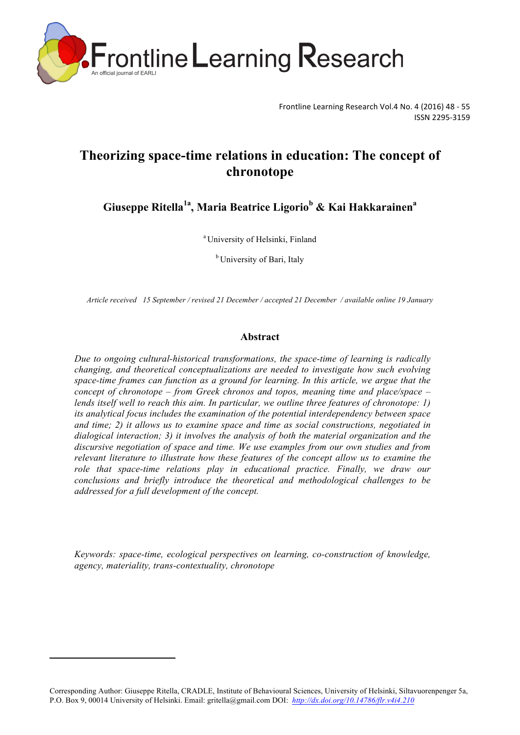# Theorizing space-time relations in education: The concept of chronotope

**Giuseppe Ritella[1a], Maria Beatrice Ligorio[b] & Kai Hakkarainen[a]**

[a] University of Helsinki, Finland

[b] University of Bari, Italy

*Article received 15 September / revised 21 December / accepted 21 December / available online 19 January*

## Abstract

*Due to ongoing cultural-historical transformations, the space-time of learning is radically changing, and theoretical conceptualizations are needed to investigate how such evolving space-time frames can function as a ground for learning. In this article, we argue that the concept of chronotope – from Greek chronos and topos, meaning time and place/space – lends itself well to reach this aim. In particular, we outline three features of chronotope: 1) its analytical focus includes the examination of the potential interdependency between space and time; 2) it allows us to examine space and time as social constructions, negotiated in dialogical interaction; 3) it involves the analysis of both the material organization and the discursive negotiation of space and time. We use examples from our own studies and from relevant literature to illustrate how these features of the concept allow us to examine the role that space-time relations play in educational practice. Finally, we draw our conclusions and briefly introduce the theoretical and methodological challenges to be addressed for a full development of the concept.*

*Keywords: space-time, ecological perspectives on learning, co-construction of knowledge, agency, materiality, trans-contextuality, chronotope*

---

Corresponding Author: Giuseppe Ritella, CRADLE, Institute of Behavioural Sciences, University of Helsinki, Siltavuorenpenger 5a, P.O. Box 9, 00014 University of Helsinki. Email: gritella@gmail.com DOI: http://dx.doi.org/10.14786/flr.v4i4.210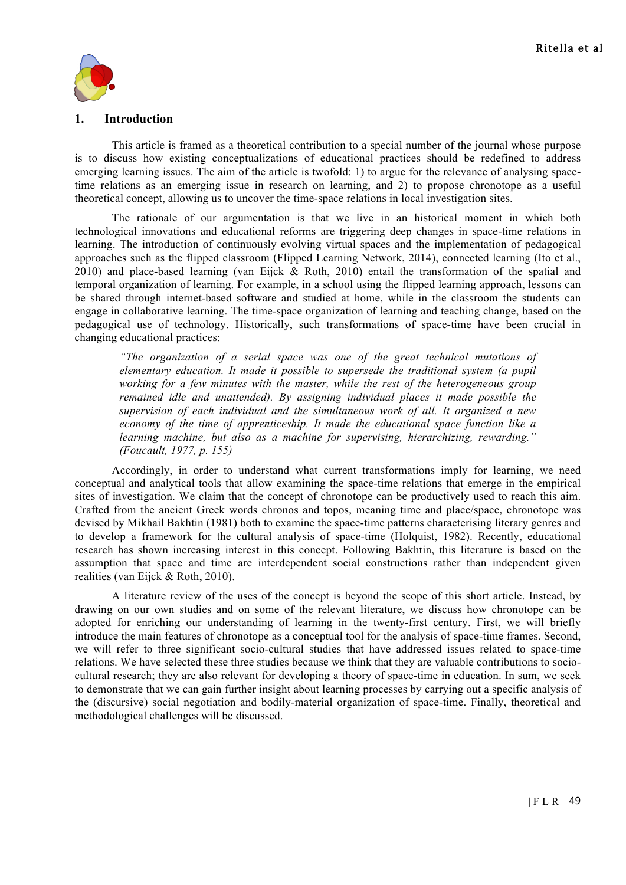## 1. Introduction

This article is framed as a theoretical contribution to a special number of the journal whose purpose is to discuss how existing conceptualizations of educational practices should be redefined to address emerging learning issues. The aim of the article is twofold: 1) to argue for the relevance of analysing space-time relations as an emerging issue in research on learning, and 2) to propose chronotope as a useful theoretical concept, allowing us to uncover the time-space relations in local investigation sites.

The rationale of our argumentation is that we live in an historical moment in which both technological innovations and educational reforms are triggering deep changes in space-time relations in learning. The introduction of continuously evolving virtual spaces and the implementation of pedagogical approaches such as the flipped classroom (Flipped Learning Network, 2014), connected learning (Ito et al., 2010) and place-based learning (van Eijck & Roth, 2010) entail the transformation of the spatial and temporal organization of learning. For example, in a school using the flipped learning approach, lessons can be shared through internet-based software and studied at home, while in the classroom the students can engage in collaborative learning. The time-space organization of learning and teaching change, based on the pedagogical use of technology. Historically, such transformations of space-time have been crucial in changing educational practices:

> *"The organization of a serial space was one of the great technical mutations of elementary education. It made it possible to supersede the traditional system (a pupil working for a few minutes with the master, while the rest of the heterogeneous group remained idle and unattended). By assigning individual places it made possible the supervision of each individual and the simultaneous work of all. It organized a new economy of the time of apprenticeship. It made the educational space function like a learning machine, but also as a machine for supervising, hierarchizing, rewarding." (Foucault, 1977, p. 155)*

Accordingly, in order to understand what current transformations imply for learning, we need conceptual and analytical tools that allow examining the space-time relations that emerge in the empirical sites of investigation. We claim that the concept of chronotope can be productively used to reach this aim. Crafted from the ancient Greek words chronos and topos, meaning time and place/space, chronotope was devised by Mikhail Bakhtin (1981) both to examine the space-time patterns characterising literary genres and to develop a framework for the cultural analysis of space-time (Holquist, 1982). Recently, educational research has shown increasing interest in this concept. Following Bakhtin, this literature is based on the assumption that space and time are interdependent social constructions rather than independent given realities (van Eijck & Roth, 2010).

A literature review of the uses of the concept is beyond the scope of this short article. Instead, by drawing on our own studies and on some of the relevant literature, we discuss how chronotope can be adopted for enriching our understanding of learning in the twenty-first century. First, we will briefly introduce the main features of chronotope as a conceptual tool for the analysis of space-time frames. Second, we will refer to three significant socio-cultural studies that have addressed issues related to space-time relations. We have selected these three studies because we think that they are valuable contributions to socio-cultural research; they are also relevant for developing a theory of space-time in education. In sum, we seek to demonstrate that we can gain further insight about learning processes by carrying out a specific analysis of the (discursive) social negotiation and bodily-material organization of space-time. Finally, theoretical and methodological challenges will be discussed.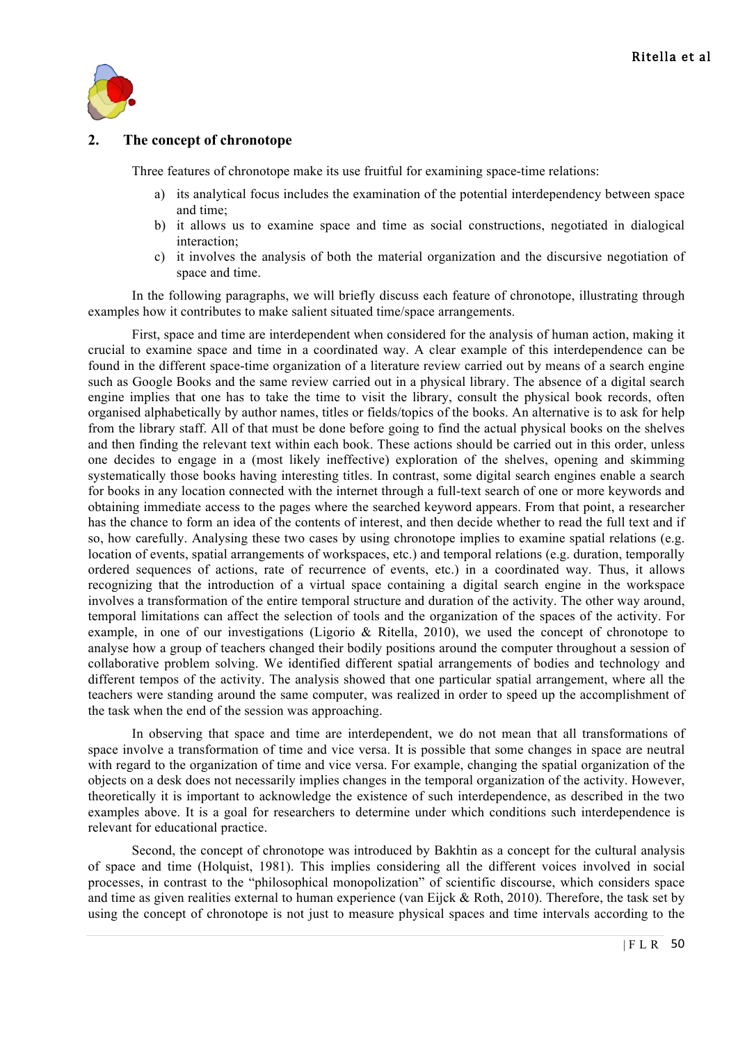## 2. The concept of chronotope

Three features of chronotope make its use fruitful for examining space-time relations:

a) its analytical focus includes the examination of the potential interdependency between space and time;
b) it allows us to examine space and time as social constructions, negotiated in dialogical interaction;
c) it involves the analysis of both the material organization and the discursive negotiation of space and time.

In the following paragraphs, we will briefly discuss each feature of chronotope, illustrating through examples how it contributes to make salient situated time/space arrangements.

First, space and time are interdependent when considered for the analysis of human action, making it crucial to examine space and time in a coordinated way. A clear example of this interdependence can be found in the different space-time organization of a literature review carried out by means of a search engine such as Google Books and the same review carried out in a physical library. The absence of a digital search engine implies that one has to take the time to visit the library, consult the physical book records, often organised alphabetically by author names, titles or fields/topics of the books. An alternative is to ask for help from the library staff. All of that must be done before going to find the actual physical books on the shelves and then finding the relevant text within each book. These actions should be carried out in this order, unless one decides to engage in a (most likely ineffective) exploration of the shelves, opening and skimming systematically those books having interesting titles. In contrast, some digital search engines enable a search for books in any location connected with the internet through a full-text search of one or more keywords and obtaining immediate access to the pages where the searched keyword appears. From that point, a researcher has the chance to form an idea of the contents of interest, and then decide whether to read the full text and if so, how carefully. Analysing these two cases by using chronotope implies to examine spatial relations (e.g. location of events, spatial arrangements of workspaces, etc.) and temporal relations (e.g. duration, temporally ordered sequences of actions, rate of recurrence of events, etc.) in a coordinated way. Thus, it allows recognizing that the introduction of a virtual space containing a digital search engine in the workspace involves a transformation of the entire temporal structure and duration of the activity. The other way around, temporal limitations can affect the selection of tools and the organization of the spaces of the activity. For example, in one of our investigations (Ligorio & Ritella, 2010), we used the concept of chronotope to analyse how a group of teachers changed their bodily positions around the computer throughout a session of collaborative problem solving. We identified different spatial arrangements of bodies and technology and different tempos of the activity. The analysis showed that one particular spatial arrangement, where all the teachers were standing around the same computer, was realized in order to speed up the accomplishment of the task when the end of the session was approaching.

In observing that space and time are interdependent, we do not mean that all transformations of space involve a transformation of time and vice versa. It is possible that some changes in space are neutral with regard to the organization of time and vice versa. For example, changing the spatial organization of the objects on a desk does not necessarily implies changes in the temporal organization of the activity. However, theoretically it is important to acknowledge the existence of such interdependence, as described in the two examples above. It is a goal for researchers to determine under which conditions such interdependence is relevant for educational practice.

Second, the concept of chronotope was introduced by Bakhtin as a concept for the cultural analysis of space and time (Holquist, 1981). This implies considering all the different voices involved in social processes, in contrast to the "philosophical monopolization" of scientific discourse, which considers space and time as given realities external to human experience (van Eijck & Roth, 2010). Therefore, the task set by using the concept of chronotope is not just to measure physical spaces and time intervals according to the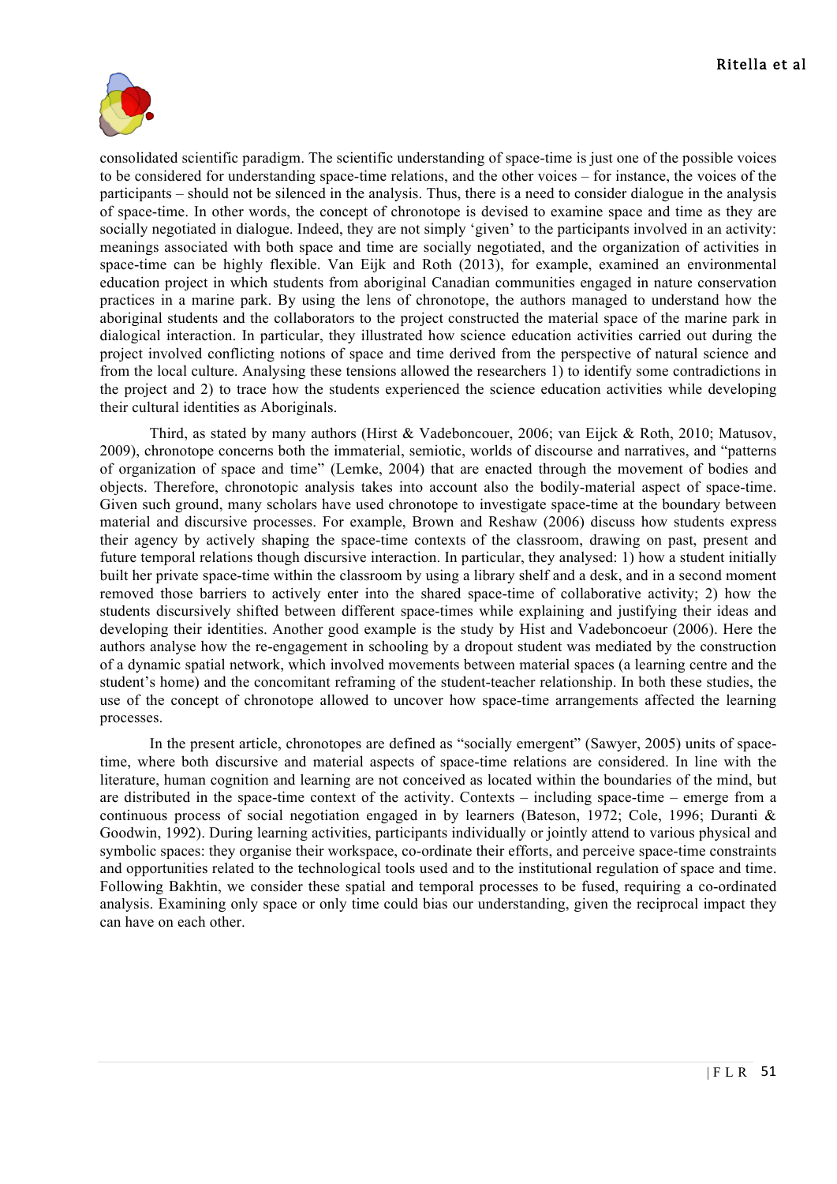consolidated scientific paradigm. The scientific understanding of space-time is just one of the possible voices to be considered for understanding space-time relations, and the other voices – for instance, the voices of the participants – should not be silenced in the analysis. Thus, there is a need to consider dialogue in the analysis of space-time. In other words, the concept of chronotope is devised to examine space and time as they are socially negotiated in dialogue. Indeed, they are not simply 'given' to the participants involved in an activity: meanings associated with both space and time are socially negotiated, and the organization of activities in space-time can be highly flexible. Van Eijk and Roth (2013), for example, examined an environmental education project in which students from aboriginal Canadian communities engaged in nature conservation practices in a marine park. By using the lens of chronotope, the authors managed to understand how the aboriginal students and the collaborators to the project constructed the material space of the marine park in dialogical interaction. In particular, they illustrated how science education activities carried out during the project involved conflicting notions of space and time derived from the perspective of natural science and from the local culture. Analysing these tensions allowed the researchers 1) to identify some contradictions in the project and 2) to trace how the students experienced the science education activities while developing their cultural identities as Aboriginals.

Third, as stated by many authors (Hirst & Vadeboncouer, 2006; van Eijck & Roth, 2010; Matusov, 2009), chronotope concerns both the immaterial, semiotic, worlds of discourse and narratives, and "patterns of organization of space and time" (Lemke, 2004) that are enacted through the movement of bodies and objects. Therefore, chronotopic analysis takes into account also the bodily-material aspect of space-time. Given such ground, many scholars have used chronotope to investigate space-time at the boundary between material and discursive processes. For example, Brown and Reshaw (2006) discuss how students express their agency by actively shaping the space-time contexts of the classroom, drawing on past, present and future temporal relations though discursive interaction. In particular, they analysed: 1) how a student initially built her private space-time within the classroom by using a library shelf and a desk, and in a second moment removed those barriers to actively enter into the shared space-time of collaborative activity; 2) how the students discursively shifted between different space-times while explaining and justifying their ideas and developing their identities. Another good example is the study by Hist and Vadeboncoeur (2006). Here the authors analyse how the re-engagement in schooling by a dropout student was mediated by the construction of a dynamic spatial network, which involved movements between material spaces (a learning centre and the student's home) and the concomitant reframing of the student-teacher relationship. In both these studies, the use of the concept of chronotope allowed to uncover how space-time arrangements affected the learning processes.

In the present article, chronotopes are defined as "socially emergent" (Sawyer, 2005) units of space-time, where both discursive and material aspects of space-time relations are considered. In line with the literature, human cognition and learning are not conceived as located within the boundaries of the mind, but are distributed in the space-time context of the activity. Contexts – including space-time – emerge from a continuous process of social negotiation engaged in by learners (Bateson, 1972; Cole, 1996; Duranti & Goodwin, 1992). During learning activities, participants individually or jointly attend to various physical and symbolic spaces: they organise their workspace, co-ordinate their efforts, and perceive space-time constraints and opportunities related to the technological tools used and to the institutional regulation of space and time. Following Bakhtin, we consider these spatial and temporal processes to be fused, requiring a co-ordinated analysis. Examining only space or only time could bias our understanding, given the reciprocal impact they can have on each other.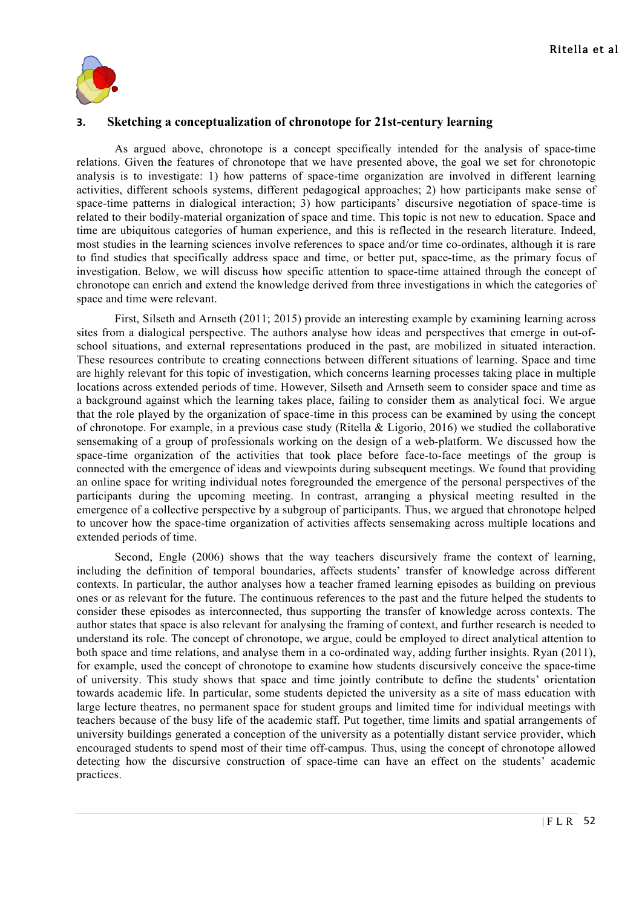## 3. Sketching a conceptualization of chronotope for 21st-century learning

As argued above, chronotope is a concept specifically intended for the analysis of space-time relations. Given the features of chronotope that we have presented above, the goal we set for chronotopic analysis is to investigate: 1) how patterns of space-time organization are involved in different learning activities, different schools systems, different pedagogical approaches; 2) how participants make sense of space-time patterns in dialogical interaction; 3) how participants' discursive negotiation of space-time is related to their bodily-material organization of space and time. This topic is not new to education. Space and time are ubiquitous categories of human experience, and this is reflected in the research literature. Indeed, most studies in the learning sciences involve references to space and/or time co-ordinates, although it is rare to find studies that specifically address space and time, or better put, space-time, as the primary focus of investigation. Below, we will discuss how specific attention to space-time attained through the concept of chronotope can enrich and extend the knowledge derived from three investigations in which the categories of space and time were relevant.

First, Silseth and Arnseth (2011; 2015) provide an interesting example by examining learning across sites from a dialogical perspective. The authors analyse how ideas and perspectives that emerge in out-of-school situations, and external representations produced in the past, are mobilized in situated interaction. These resources contribute to creating connections between different situations of learning. Space and time are highly relevant for this topic of investigation, which concerns learning processes taking place in multiple locations across extended periods of time. However, Silseth and Arnseth seem to consider space and time as a background against which the learning takes place, failing to consider them as analytical foci. We argue that the role played by the organization of space-time in this process can be examined by using the concept of chronotope. For example, in a previous case study (Ritella & Ligorio, 2016) we studied the collaborative sensemaking of a group of professionals working on the design of a web-platform. We discussed how the space-time organization of the activities that took place before face-to-face meetings of the group is connected with the emergence of ideas and viewpoints during subsequent meetings. We found that providing an online space for writing individual notes foregrounded the emergence of the personal perspectives of the participants during the upcoming meeting. In contrast, arranging a physical meeting resulted in the emergence of a collective perspective by a subgroup of participants. Thus, we argued that chronotope helped to uncover how the space-time organization of activities affects sensemaking across multiple locations and extended periods of time.

Second, Engle (2006) shows that the way teachers discursively frame the context of learning, including the definition of temporal boundaries, affects students' transfer of knowledge across different contexts. In particular, the author analyses how a teacher framed learning episodes as building on previous ones or as relevant for the future. The continuous references to the past and the future helped the students to consider these episodes as interconnected, thus supporting the transfer of knowledge across contexts. The author states that space is also relevant for analysing the framing of context, and further research is needed to understand its role. The concept of chronotope, we argue, could be employed to direct analytical attention to both space and time relations, and analyse them in a co-ordinated way, adding further insights. Ryan (2011), for example, used the concept of chronotope to examine how students discursively conceive the space-time of university. This study shows that space and time jointly contribute to define the students' orientation towards academic life. In particular, some students depicted the university as a site of mass education with large lecture theatres, no permanent space for student groups and limited time for individual meetings with teachers because of the busy life of the academic staff. Put together, time limits and spatial arrangements of university buildings generated a conception of the university as a potentially distant service provider, which encouraged students to spend most of their time off-campus. Thus, using the concept of chronotope allowed detecting how the discursive construction of space-time can have an effect on the students' academic practices.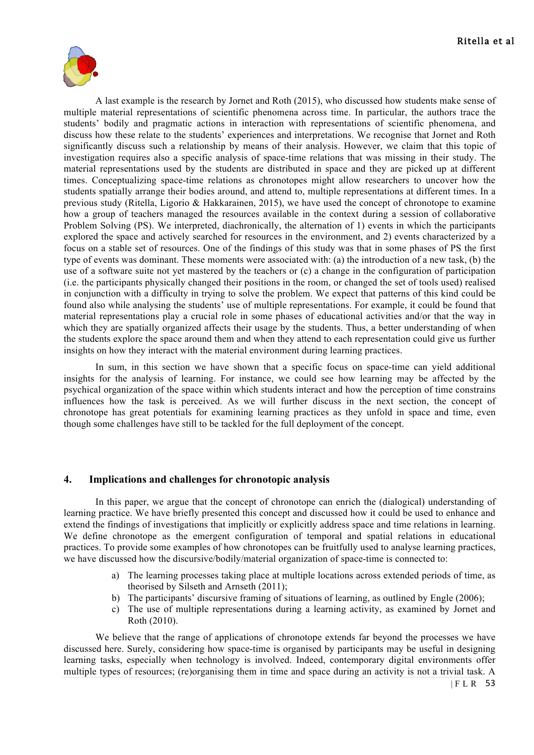A last example is the research by Jornet and Roth (2015), who discussed how students make sense of multiple material representations of scientific phenomena across time. In particular, the authors trace the students' bodily and pragmatic actions in interaction with representations of scientific phenomena, and discuss how these relate to the students' experiences and interpretations. We recognise that Jornet and Roth significantly discuss such a relationship by means of their analysis. However, we claim that this topic of investigation requires also a specific analysis of space-time relations that was missing in their study. The material representations used by the students are distributed in space and they are picked up at different times. Conceptualizing space-time relations as chronotopes might allow researchers to uncover how the students spatially arrange their bodies around, and attend to, multiple representations at different times. In a previous study (Ritella, Ligorio & Hakkarainen, 2015), we have used the concept of chronotope to examine how a group of teachers managed the resources available in the context during a session of collaborative Problem Solving (PS). We interpreted, diachronically, the alternation of 1) events in which the participants explored the space and actively searched for resources in the environment, and 2) events characterized by a focus on a stable set of resources. One of the findings of this study was that in some phases of PS the first type of events was dominant. These moments were associated with: (a) the introduction of a new task, (b) the use of a software suite not yet mastered by the teachers or (c) a change in the configuration of participation (i.e. the participants physically changed their positions in the room, or changed the set of tools used) realised in conjunction with a difficulty in trying to solve the problem. We expect that patterns of this kind could be found also while analysing the students' use of multiple representations. For example, it could be found that material representations play a crucial role in some phases of educational activities and/or that the way in which they are spatially organized affects their usage by the students. Thus, a better understanding of when the students explore the space around them and when they attend to each representation could give us further insights on how they interact with the material environment during learning practices.

In sum, in this section we have shown that a specific focus on space-time can yield additional insights for the analysis of learning. For instance, we could see how learning may be affected by the psychical organization of the space within which students interact and how the perception of time constrains influences how the task is perceived. As we will further discuss in the next section, the concept of chronotope has great potentials for examining learning practices as they unfold in space and time, even though some challenges have still to be tackled for the full deployment of the concept.

## 4. Implications and challenges for chronotopic analysis

In this paper, we argue that the concept of chronotope can enrich the (dialogical) understanding of learning practice. We have briefly presented this concept and discussed how it could be used to enhance and extend the findings of investigations that implicitly or explicitly address space and time relations in learning. We define chronotope as the emergent configuration of temporal and spatial relations in educational practices. To provide some examples of how chronotopes can be fruitfully used to analyse learning practices, we have discussed how the discursive/bodily/material organization of space-time is connected to:

a) The learning processes taking place at multiple locations across extended periods of time, as theorised by Silseth and Arnseth (2011);
b) The participants' discursive framing of situations of learning, as outlined by Engle (2006);
c) The use of multiple representations during a learning activity, as examined by Jornet and Roth (2010).

We believe that the range of applications of chronotope extends far beyond the processes we have discussed here. Surely, considering how space-time is organised by participants may be useful in designing learning tasks, especially when technology is involved. Indeed, contemporary digital environments offer multiple types of resources; (re)organising them in time and space during an activity is not a trivial task. A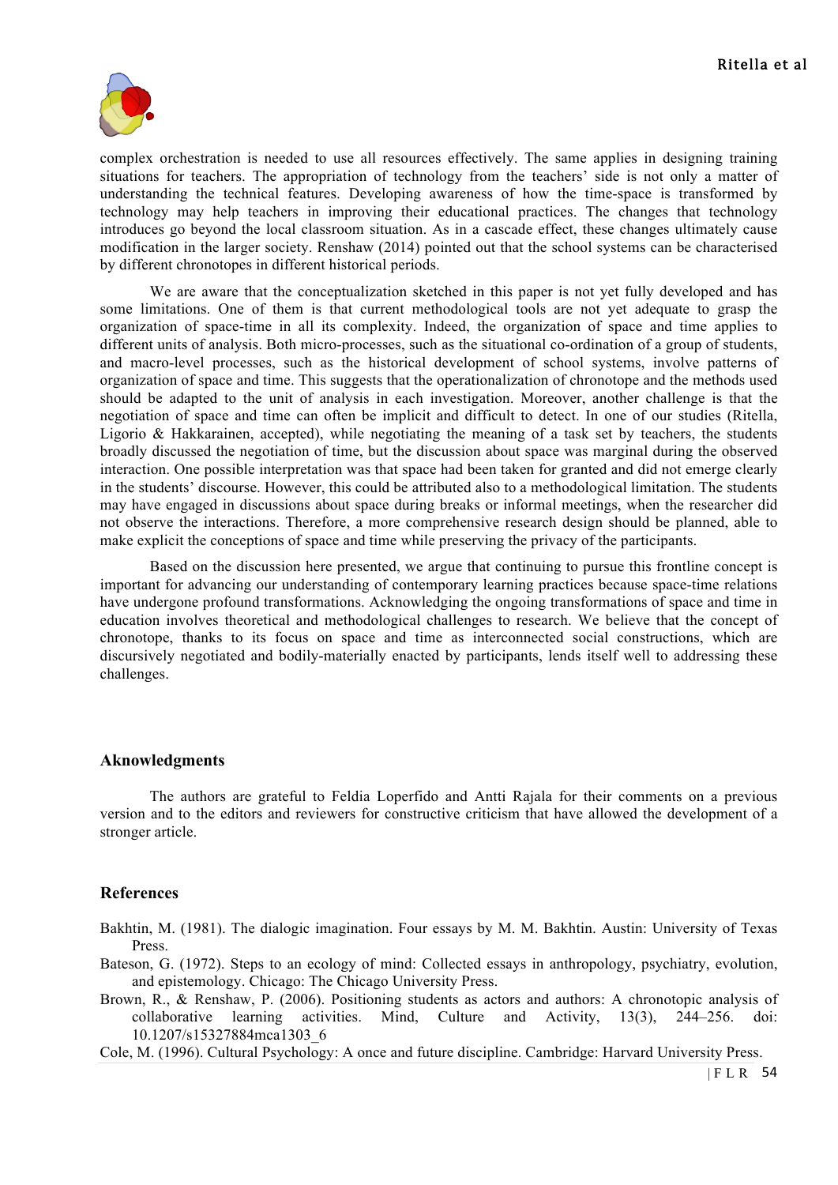complex orchestration is needed to use all resources effectively. The same applies in designing training situations for teachers. The appropriation of technology from the teachers' side is not only a matter of understanding the technical features. Developing awareness of how the time-space is transformed by technology may help teachers in improving their educational practices. The changes that technology introduces go beyond the local classroom situation. As in a cascade effect, these changes ultimately cause modification in the larger society. Renshaw (2014) pointed out that the school systems can be characterised by different chronotopes in different historical periods.

We are aware that the conceptualization sketched in this paper is not yet fully developed and has some limitations. One of them is that current methodological tools are not yet adequate to grasp the organization of space-time in all its complexity. Indeed, the organization of space and time applies to different units of analysis. Both micro-processes, such as the situational co-ordination of a group of students, and macro-level processes, such as the historical development of school systems, involve patterns of organization of space and time. This suggests that the operationalization of chronotope and the methods used should be adapted to the unit of analysis in each investigation. Moreover, another challenge is that the negotiation of space and time can often be implicit and difficult to detect. In one of our studies (Ritella, Ligorio & Hakkarainen, accepted), while negotiating the meaning of a task set by teachers, the students broadly discussed the negotiation of time, but the discussion about space was marginal during the observed interaction. One possible interpretation was that space had been taken for granted and did not emerge clearly in the students' discourse. However, this could be attributed also to a methodological limitation. The students may have engaged in discussions about space during breaks or informal meetings, when the researcher did not observe the interactions. Therefore, a more comprehensive research design should be planned, able to make explicit the conceptions of space and time while preserving the privacy of the participants.

Based on the discussion here presented, we argue that continuing to pursue this frontline concept is important for advancing our understanding of contemporary learning practices because space-time relations have undergone profound transformations. Acknowledging the ongoing transformations of space and time in education involves theoretical and methodological challenges to research. We believe that the concept of chronotope, thanks to its focus on space and time as interconnected social constructions, which are discursively negotiated and bodily-materially enacted by participants, lends itself well to addressing these challenges.

## Aknowledgments

The authors are grateful to Feldia Loperfido and Antti Rajala for their comments on a previous version and to the editors and reviewers for constructive criticism that have allowed the development of a stronger article.

## References

Bakhtin, M. (1981). The dialogic imagination. Four essays by M. M. Bakhtin. Austin: University of Texas Press.

Bateson, G. (1972). Steps to an ecology of mind: Collected essays in anthropology, psychiatry, evolution, and epistemology. Chicago: The Chicago University Press.

Brown, R., & Renshaw, P. (2006). Positioning students as actors and authors: A chronotopic analysis of collaborative learning activities. Mind, Culture and Activity, 13(3), 244–256. doi: 10.1207/s15327884mca1303_6

Cole, M. (1996). Cultural Psychology: A once and future discipline. Cambridge: Harvard University Press.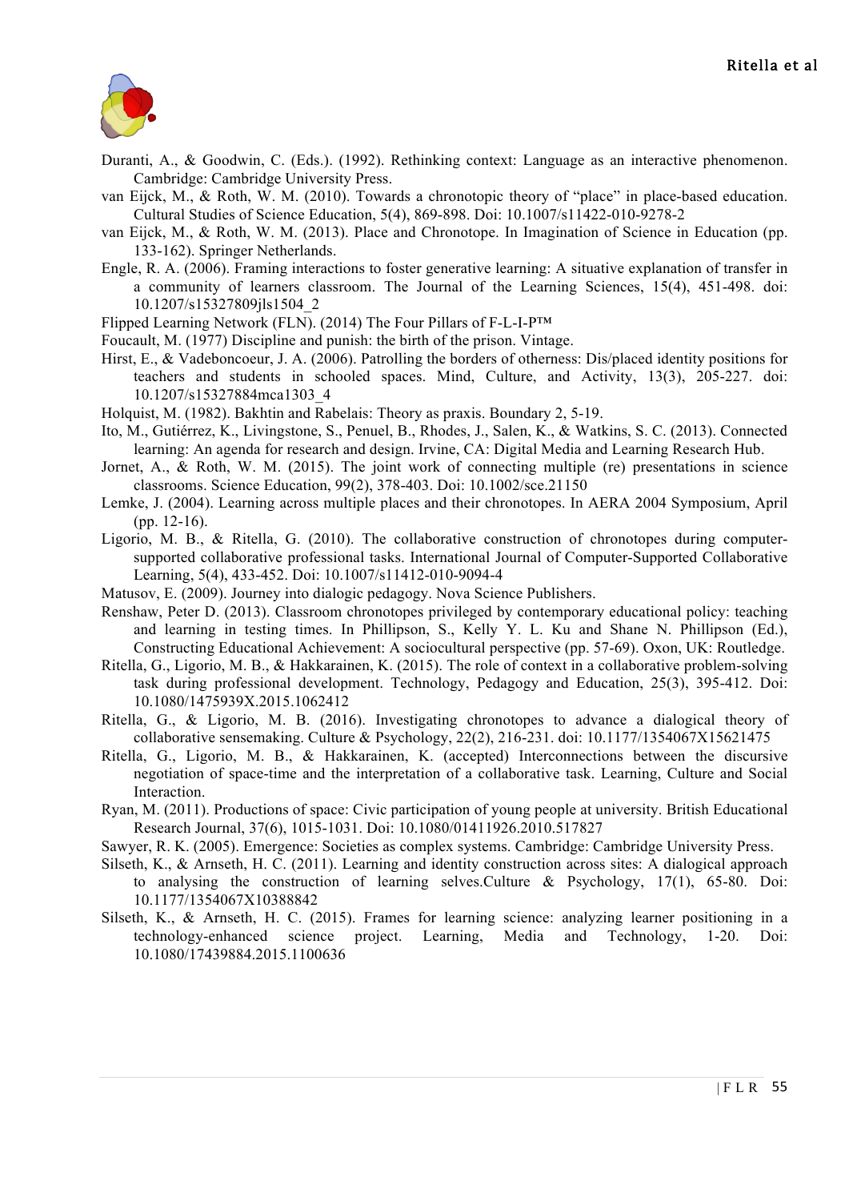Duranti, A., & Goodwin, C. (Eds.). (1992). Rethinking context: Language as an interactive phenomenon. Cambridge: Cambridge University Press.

van Eijck, M., & Roth, W. M. (2010). Towards a chronotopic theory of "place" in place-based education. Cultural Studies of Science Education, 5(4), 869-898. Doi: 10.1007/s11422-010-9278-2

van Eijck, M., & Roth, W. M. (2013). Place and Chronotope. In Imagination of Science in Education (pp. 133-162). Springer Netherlands.

Engle, R. A. (2006). Framing interactions to foster generative learning: A situative explanation of transfer in a community of learners classroom. The Journal of the Learning Sciences, 15(4), 451-498. doi: 10.1207/s15327809jls1504_2

Flipped Learning Network (FLN). (2014) The Four Pillars of F-L-I-P™

Foucault, M. (1977) Discipline and punish: the birth of the prison. Vintage.

Hirst, E., & Vadeboncoeur, J. A. (2006). Patrolling the borders of otherness: Dis/placed identity positions for teachers and students in schooled spaces. Mind, Culture, and Activity, 13(3), 205-227. doi: 10.1207/s15327884mca1303_4

Holquist, M. (1982). Bakhtin and Rabelais: Theory as praxis. Boundary 2, 5-19.

Ito, M., Gutiérrez, K., Livingstone, S., Penuel, B., Rhodes, J., Salen, K., & Watkins, S. C. (2013). Connected learning: An agenda for research and design. Irvine, CA: Digital Media and Learning Research Hub.

Jornet, A., & Roth, W. M. (2015). The joint work of connecting multiple (re) presentations in science classrooms. Science Education, 99(2), 378-403. Doi: 10.1002/sce.21150

Lemke, J. (2004). Learning across multiple places and their chronotopes. In AERA 2004 Symposium, April (pp. 12-16).

Ligorio, M. B., & Ritella, G. (2010). The collaborative construction of chronotopes during computer-supported collaborative professional tasks. International Journal of Computer-Supported Collaborative Learning, 5(4), 433-452. Doi: 10.1007/s11412-010-9094-4

Matusov, E. (2009). Journey into dialogic pedagogy. Nova Science Publishers.

Renshaw, Peter D. (2013). Classroom chronotopes privileged by contemporary educational policy: teaching and learning in testing times. In Phillipson, S., Kelly Y. L. Ku and Shane N. Phillipson (Ed.), Constructing Educational Achievement: A sociocultural perspective (pp. 57-69). Oxon, UK: Routledge.

Ritella, G., Ligorio, M. B., & Hakkarainen, K. (2015). The role of context in a collaborative problem-solving task during professional development. Technology, Pedagogy and Education, 25(3), 395-412. Doi: 10.1080/1475939X.2015.1062412

Ritella, G., & Ligorio, M. B. (2016). Investigating chronotopes to advance a dialogical theory of collaborative sensemaking. Culture & Psychology, 22(2), 216-231. doi: 10.1177/1354067X15621475

Ritella, G., Ligorio, M. B., & Hakkarainen, K. (accepted) Interconnections between the discursive negotiation of space-time and the interpretation of a collaborative task. Learning, Culture and Social Interaction.

Ryan, M. (2011). Productions of space: Civic participation of young people at university. British Educational Research Journal, 37(6), 1015-1031. Doi: 10.1080/01411926.2010.517827

Sawyer, R. K. (2005). Emergence: Societies as complex systems. Cambridge: Cambridge University Press.

Silseth, K., & Arnseth, H. C. (2011). Learning and identity construction across sites: A dialogical approach to analysing the construction of learning selves.Culture & Psychology, 17(1), 65-80. Doi: 10.1177/1354067X10388842

Silseth, K., & Arnseth, H. C. (2015). Frames for learning science: analyzing learner positioning in a technology-enhanced science project. Learning, Media and Technology, 1-20. Doi: 10.1080/17439884.2015.1100636